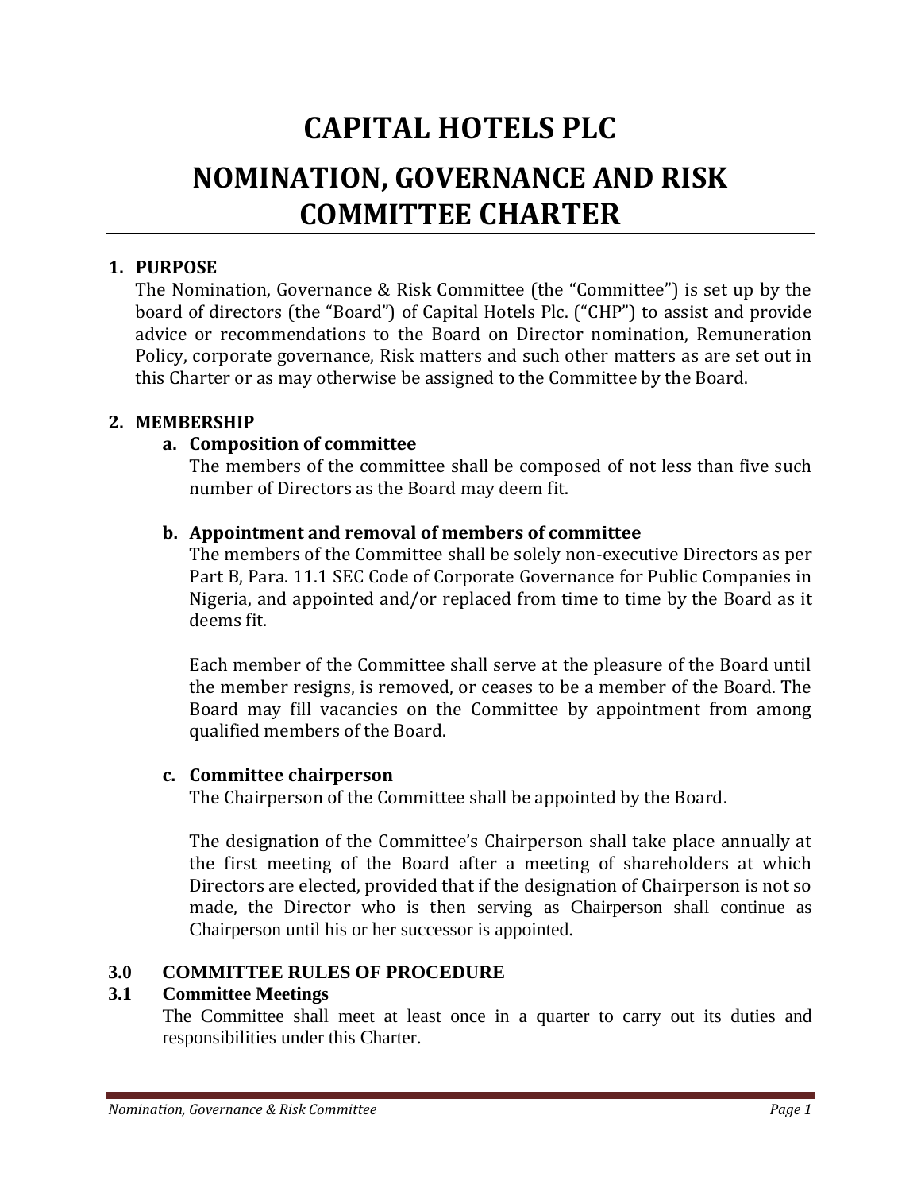# CAPITAL HOTELS PLC

# NOMINATION, GOVERNANCE AND RISK COMMITTEE CHARTER

## 1. PURPOSE

The Nomination, Governance & Risk Committee (the "Committee") is set up by the board of directors (the "Board") of Capital Hotels Plc. ("CHP") to assist and provide advice or recommendations to the Board on Director nomination, Remuneration Policy, corporate governance, Risk matters and such other matters as are set out in this Charter or as may otherwise be assigned to the Committee by the Board.

## 2. MEMBERSHIP

### a. Composition of committee

The members of the committee shall be composed of not less than five such number of Directors as the Board may deem fit.

### b. Appointment and removal of members of committee

The members of the Committee shall be solely non-executive Directors as per Part B, Para. 11.1 SEC Code of Corporate Governance for Public Companies in Nigeria, and appointed and/or replaced from time to time by the Board as it deems fit.

Each member of the Committee shall serve at the pleasure of the Board until the member resigns, is removed, or ceases to be a member of the Board. The Board may fill vacancies on the Committee by appointment from among qualified members of the Board.

### c. Committee chairperson

The Chairperson of the Committee shall be appointed by the Board.

The designation of the Committee's Chairperson shall take place annually at the first meeting of the Board after a meeting of shareholders at which Directors are elected, provided that if the designation of Chairperson is not so made, the Director who is then serving as Chairperson shall continue as Chairperson until his or her successor is appointed.

## 3.0 COMMITTEE RULES OF PROCEDURE

### 3.1 Committee Meetings

The Committee shall meet at least once in a quarter to carry out its duties and responsibilities under this Charter.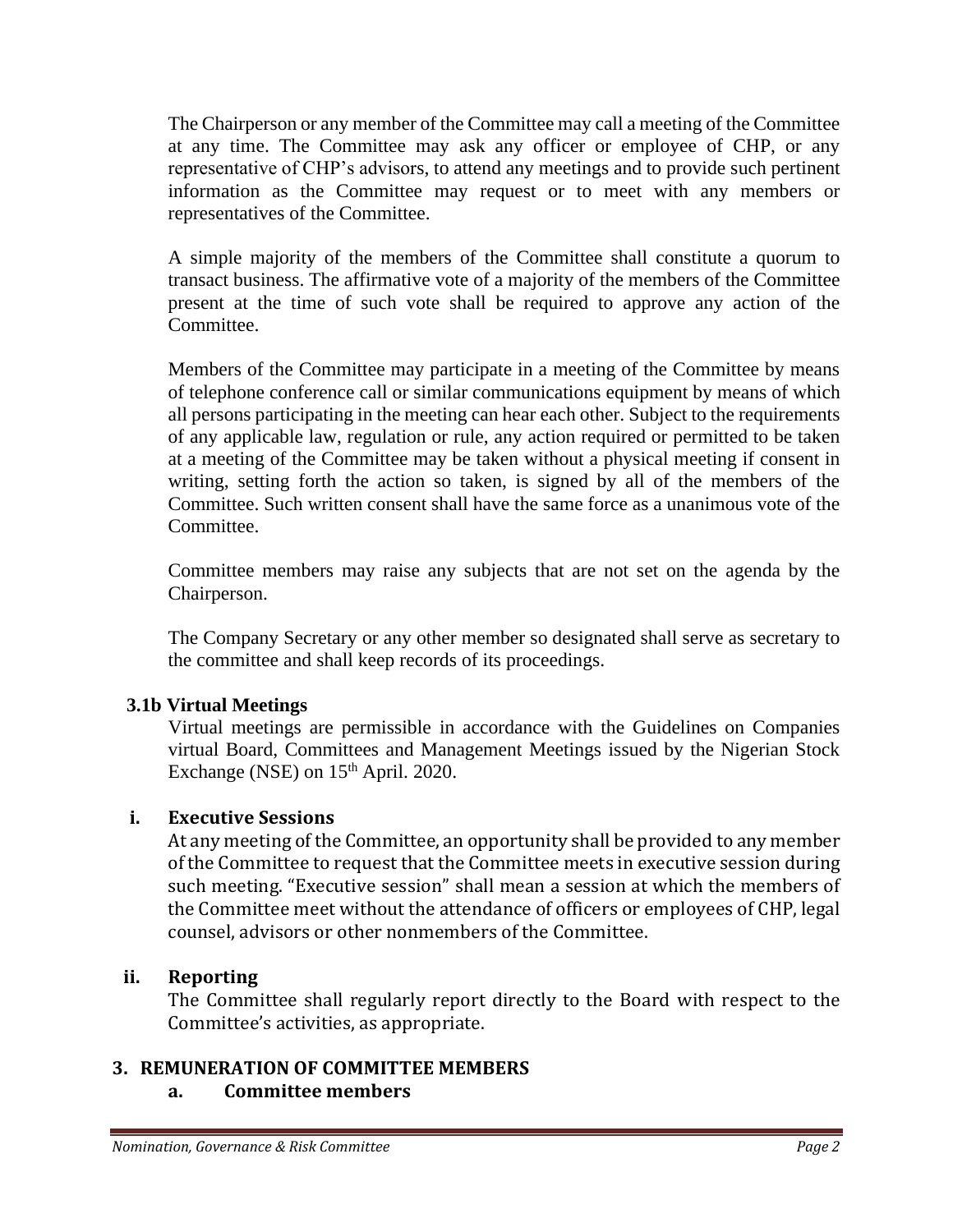The Chairperson or any member of the Committee may call a meeting of the Committee at any time. The Committee may ask any officer or employee of CHP, or any representative of CHP's advisors, to attend any meetings and to provide such pertinent information as the Committee may request or to meet with any members or representatives of the Committee.

A simple majority of the members of the Committee shall constitute a quorum to transact business. The affirmative vote of a majority of the members of the Committee present at the time of such vote shall be required to approve any action of the Committee.

Members of the Committee may participate in a meeting of the Committee by means of telephone conference call or similar communications equipment by means of which all persons participating in the meeting can hear each other. Subject to the requirements of any applicable law, regulation or rule, any action required or permitted to be taken at a meeting of the Committee may be taken without a physical meeting if consent in writing, setting forth the action so taken, is signed by all of the members of the Committee. Such written consent shall have the same force as a unanimous vote of the Committee.

Committee members may raise any subjects that are not set on the agenda by the Chairperson.

The Company Secretary or any other member so designated shall serve as secretary to the committee and shall keep records of its proceedings.

**3.1b Virtual Meetings**

Virtual meetings are permissible in accordance with the Guidelines on Companies virtual Board, Committees and Management Meetings issued by the Nigerian Stock Exchange (NSE) on 15th April. 2020.

**i. Executive Sessions**

At any meeting of the Committee, an opportunity shall be provided to any member of the Committee to request that the Committee meets in executive session during such meeting. "Executive session" shall mean a session at which the members of the Committee meet without the attendance of officers or employees of CHP, legal counsel, advisors or other nonmembers of the Committee.

**ii. Reporting**

The Committee shall regularly report directly to the Board with respect to the Committee's activities, as appropriate.

## 3. REMUNERATION OF COMMITTEE MEMBERS

### a. Committee members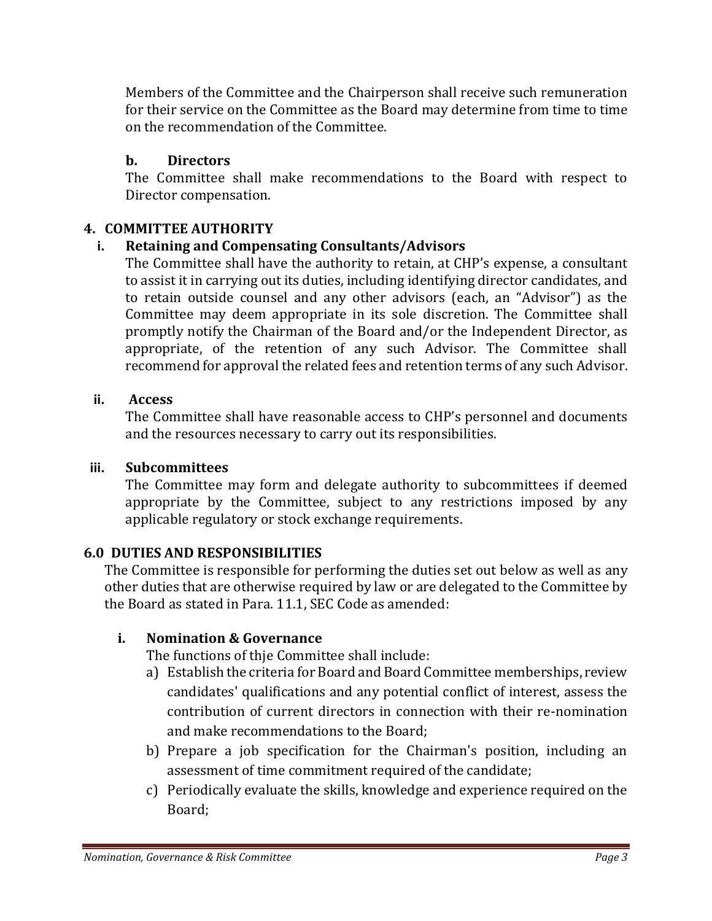Members of the Committee and the Chairperson shall receive such remuneration for their service on the Committee as the Board may determine from time to time on the recommendation of the Committee.

**b. Directors**

The Committee shall make recommendations to the Board with respect to Director compensation.

## 4. COMMITTEE AUTHORITY

### i. Retaining and Compensating Consultants/Advisors

The Committee shall have the authority to retain, at CHP's expense, a consultant to assist it in carrying out its duties, including identifying director candidates, and to retain outside counsel and any other advisors (each, an "Advisor") as the Committee may deem appropriate in its sole discretion. The Committee shall promptly notify the Chairman of the Board and/or the Independent Director, as appropriate, of the retention of any such Advisor. The Committee shall recommend for approval the related fees and retention terms of any such Advisor.

### ii. Access

The Committee shall have reasonable access to CHP's personnel and documents and the resources necessary to carry out its responsibilities.

### iii. Subcommittees

The Committee may form and delegate authority to subcommittees if deemed appropriate by the Committee, subject to any restrictions imposed by any applicable regulatory or stock exchange requirements.

## 6.0 DUTIES AND RESPONSIBILITIES

The Committee is responsible for performing the duties set out below as well as any other duties that are otherwise required by law or are delegated to the Committee by the Board as stated in Para. 11.1, SEC Code as amended:

### i. Nomination & Governance

The functions of thje Committee shall include:

a) Establish the criteria for Board and Board Committee memberships, review candidates' qualifications and any potential conflict of interest, assess the contribution of current directors in connection with their re-nomination and make recommendations to the Board;

b) Prepare a job specification for the Chairman's position, including an assessment of time commitment required of the candidate;

c) Periodically evaluate the skills, knowledge and experience required on the Board;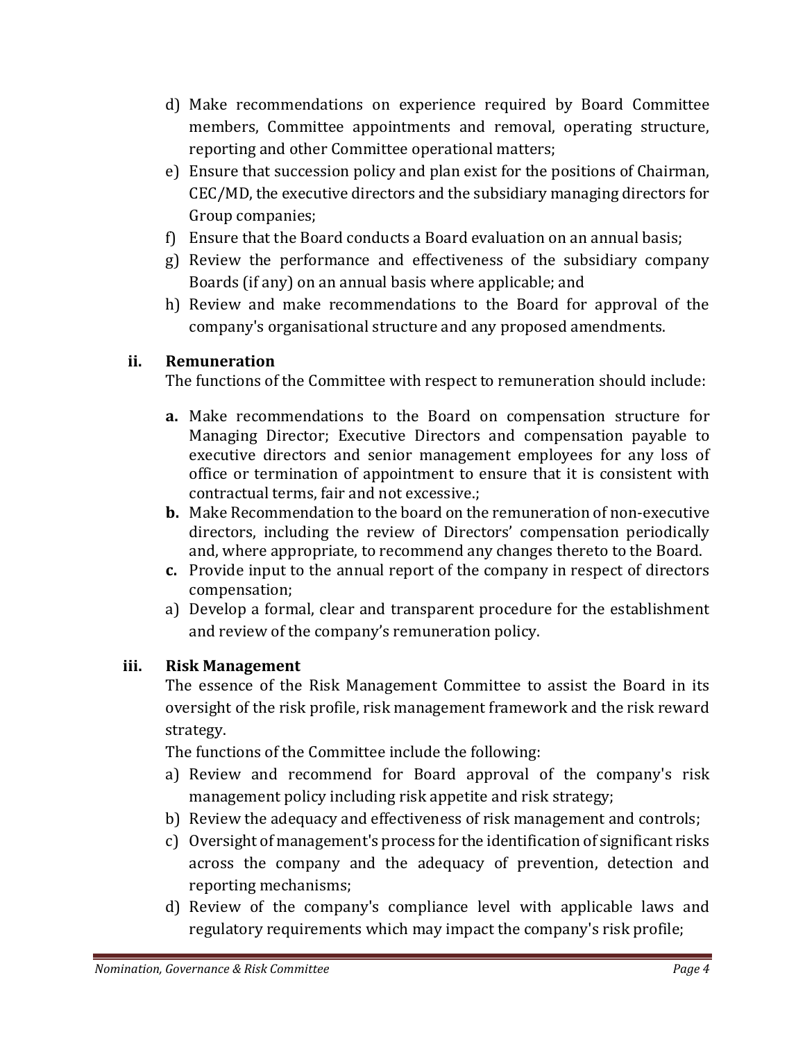d) Make recommendations on experience required by Board Committee members, Committee appointments and removal, operating structure, reporting and other Committee operational matters;
e) Ensure that succession policy and plan exist for the positions of Chairman, CEC/MD, the executive directors and the subsidiary managing directors for Group companies;
f) Ensure that the Board conducts a Board evaluation on an annual basis;
g) Review the performance and effectiveness of the subsidiary company Boards (if any) on an annual basis where applicable; and
h) Review and make recommendations to the Board for approval of the company's organisational structure and any proposed amendments.

**ii. Remuneration**

The functions of the Committee with respect to remuneration should include:

**a.** Make recommendations to the Board on compensation structure for Managing Director; Executive Directors and compensation payable to executive directors and senior management employees for any loss of office or termination of appointment to ensure that it is consistent with contractual terms, fair and not excessive.;
**b.** Make Recommendation to the board on the remuneration of non-executive directors, including the review of Directors' compensation periodically and, where appropriate, to recommend any changes thereto to the Board.
**c.** Provide input to the annual report of the company in respect of directors compensation;
a) Develop a formal, clear and transparent procedure for the establishment and review of the company's remuneration policy.

**iii. Risk Management**

The essence of the Risk Management Committee to assist the Board in its oversight of the risk profile, risk management framework and the risk reward strategy.

The functions of the Committee include the following:

a) Review and recommend for Board approval of the company's risk management policy including risk appetite and risk strategy;
b) Review the adequacy and effectiveness of risk management and controls;
c) Oversight of management's process for the identification of significant risks across the company and the adequacy of prevention, detection and reporting mechanisms;
d) Review of the company's compliance level with applicable laws and regulatory requirements which may impact the company's risk profile;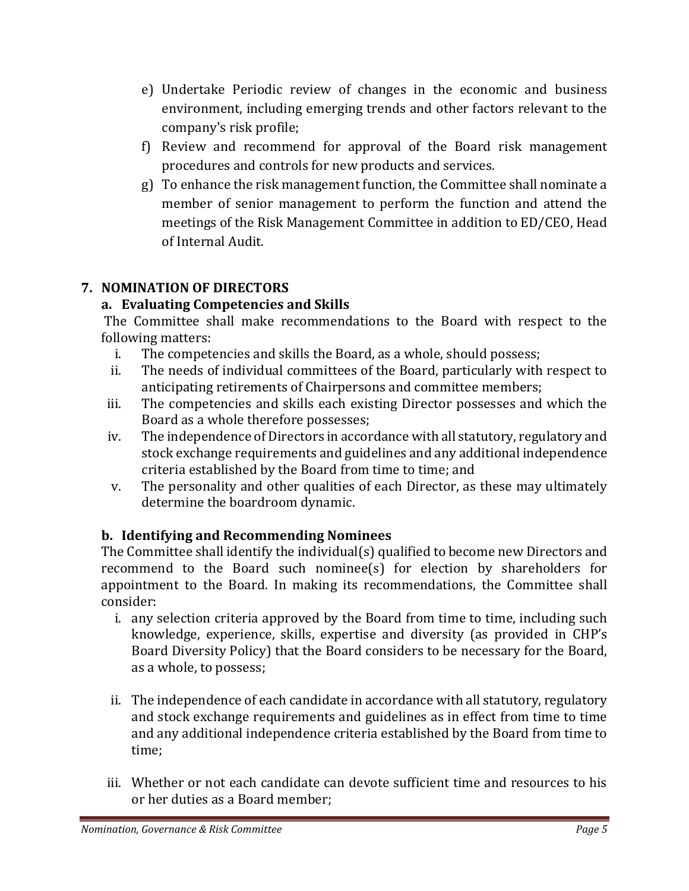e) Undertake Periodic review of changes in the economic and business environment, including emerging trends and other factors relevant to the company's risk profile;

f) Review and recommend for approval of the Board risk management procedures and controls for new products and services.

g) To enhance the risk management function, the Committee shall nominate a member of senior management to perform the function and attend the meetings of the Risk Management Committee in addition to ED/CEO, Head of Internal Audit.

## 7. NOMINATION OF DIRECTORS

### a. Evaluating Competencies and Skills

The Committee shall make recommendations to the Board with respect to the following matters:

i. The competencies and skills the Board, as a whole, should possess;

ii. The needs of individual committees of the Board, particularly with respect to anticipating retirements of Chairpersons and committee members;

iii. The competencies and skills each existing Director possesses and which the Board as a whole therefore possesses;

iv. The independence of Directors in accordance with all statutory, regulatory and stock exchange requirements and guidelines and any additional independence criteria established by the Board from time to time; and

v. The personality and other qualities of each Director, as these may ultimately determine the boardroom dynamic.

### b. Identifying and Recommending Nominees

The Committee shall identify the individual(s) qualified to become new Directors and recommend to the Board such nominee(s) for election by shareholders for appointment to the Board. In making its recommendations, the Committee shall consider:

i. any selection criteria approved by the Board from time to time, including such knowledge, experience, skills, expertise and diversity (as provided in CHP's Board Diversity Policy) that the Board considers to be necessary for the Board, as a whole, to possess;

ii. The independence of each candidate in accordance with all statutory, regulatory and stock exchange requirements and guidelines as in effect from time to time and any additional independence criteria established by the Board from time to time;

iii. Whether or not each candidate can devote sufficient time and resources to his or her duties as a Board member;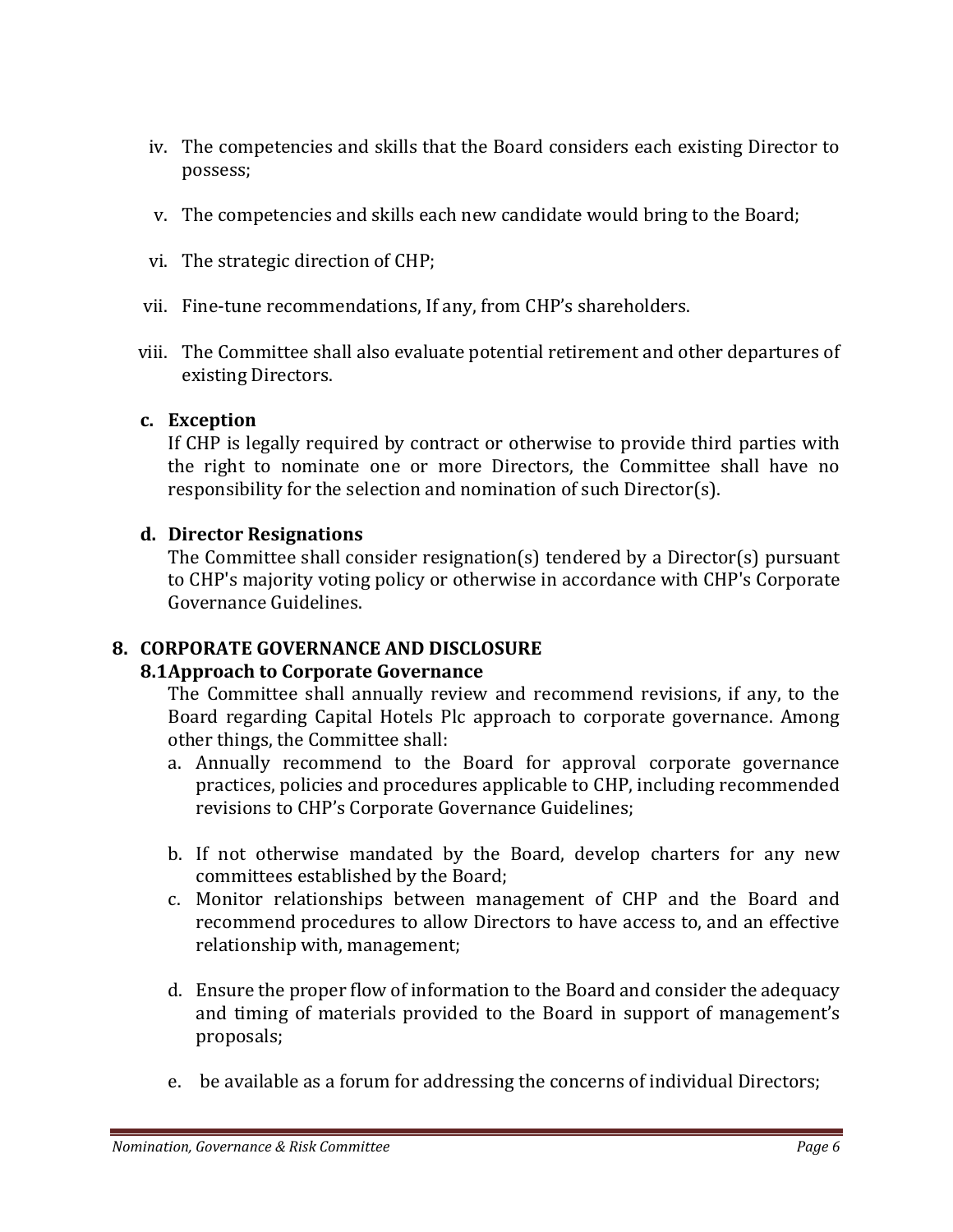iv. The competencies and skills that the Board considers each existing Director to possess;

v. The competencies and skills each new candidate would bring to the Board;

vi. The strategic direction of CHP;

vii. Fine-tune recommendations, If any, from CHP's shareholders.

viii. The Committee shall also evaluate potential retirement and other departures of existing Directors.

**c. Exception**

If CHP is legally required by contract or otherwise to provide third parties with the right to nominate one or more Directors, the Committee shall have no responsibility for the selection and nomination of such Director(s).

**d. Director Resignations**

The Committee shall consider resignation(s) tendered by a Director(s) pursuant to CHP's majority voting policy or otherwise in accordance with CHP's Corporate Governance Guidelines.

## 8. CORPORATE GOVERNANCE AND DISCLOSURE

### 8.1 Approach to Corporate Governance

The Committee shall annually review and recommend revisions, if any, to the Board regarding Capital Hotels Plc approach to corporate governance. Among other things, the Committee shall:

a. Annually recommend to the Board for approval corporate governance practices, policies and procedures applicable to CHP, including recommended revisions to CHP's Corporate Governance Guidelines;

b. If not otherwise mandated by the Board, develop charters for any new committees established by the Board;

c. Monitor relationships between management of CHP and the Board and recommend procedures to allow Directors to have access to, and an effective relationship with, management;

d. Ensure the proper flow of information to the Board and consider the adequacy and timing of materials provided to the Board in support of management's proposals;

e. be available as a forum for addressing the concerns of individual Directors;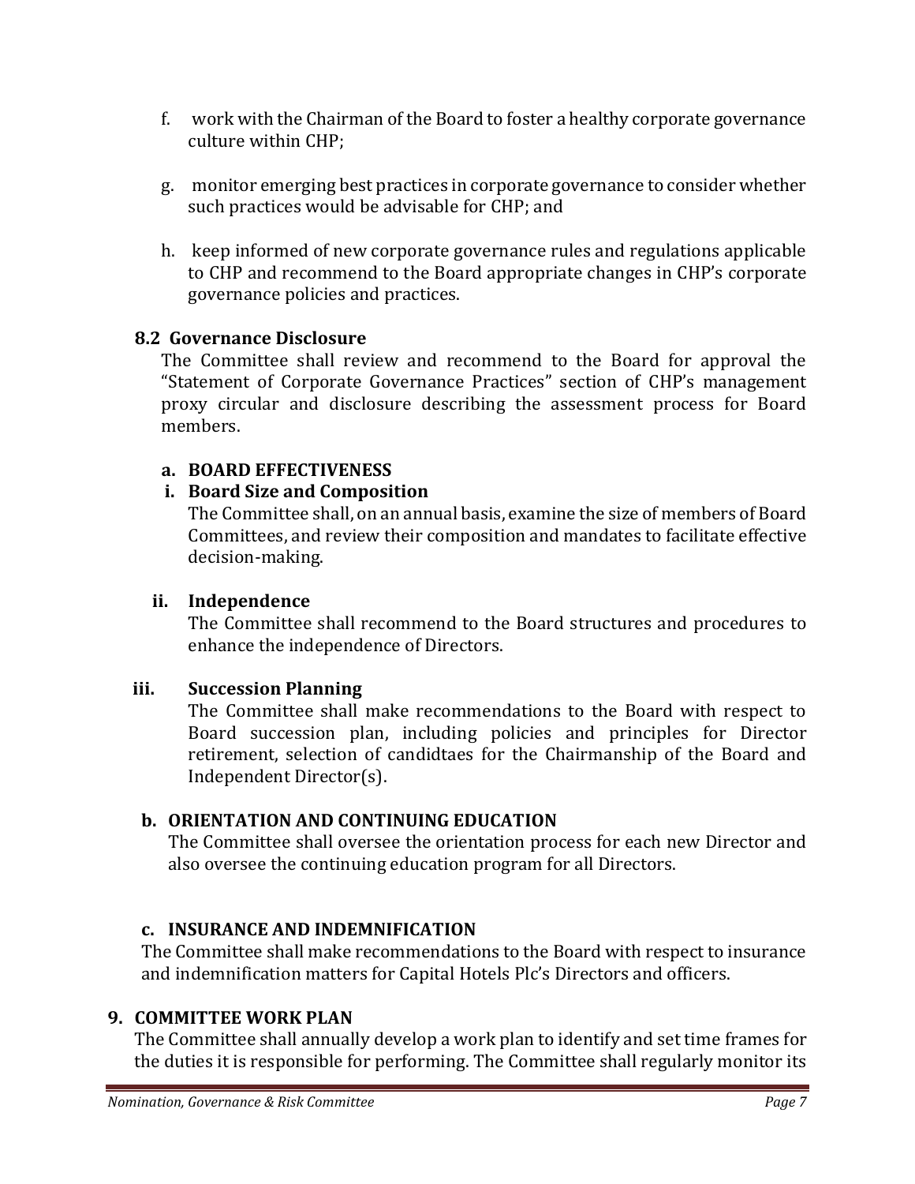f. work with the Chairman of the Board to foster a healthy corporate governance culture within CHP;

g. monitor emerging best practices in corporate governance to consider whether such practices would be advisable for CHP; and

h. keep informed of new corporate governance rules and regulations applicable to CHP and recommend to the Board appropriate changes in CHP's corporate governance policies and practices.

### 8.2 Governance Disclosure

The Committee shall review and recommend to the Board for approval the "Statement of Corporate Governance Practices" section of CHP's management proxy circular and disclosure describing the assessment process for Board members.

#### a. BOARD EFFECTIVENESS

#### i. Board Size and Composition

The Committee shall, on an annual basis, examine the size of members of Board Committees, and review their composition and mandates to facilitate effective decision-making.

#### ii. Independence

The Committee shall recommend to the Board structures and procedures to enhance the independence of Directors.

#### iii. Succession Planning

The Committee shall make recommendations to the Board with respect to Board succession plan, including policies and principles for Director retirement, selection of candidtaes for the Chairmanship of the Board and Independent Director(s).

#### b. ORIENTATION AND CONTINUING EDUCATION

The Committee shall oversee the orientation process for each new Director and also oversee the continuing education program for all Directors.

#### c. INSURANCE AND INDEMNIFICATION

The Committee shall make recommendations to the Board with respect to insurance and indemnification matters for Capital Hotels Plc's Directors and officers.

## 9. COMMITTEE WORK PLAN

The Committee shall annually develop a work plan to identify and set time frames for the duties it is responsible for performing. The Committee shall regularly monitor its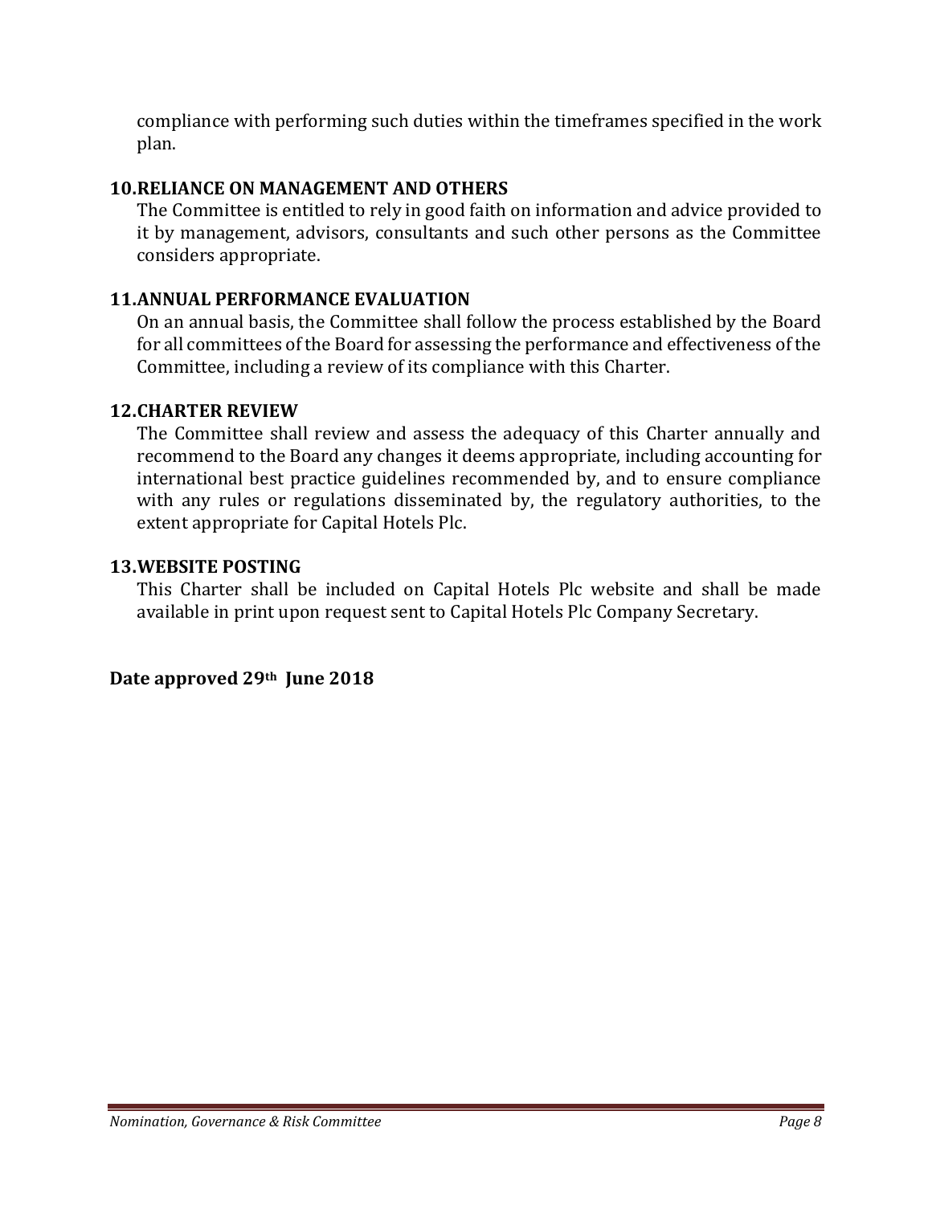compliance with performing such duties within the timeframes specified in the work plan.

## 10.RELIANCE ON MANAGEMENT AND OTHERS

The Committee is entitled to rely in good faith on information and advice provided to it by management, advisors, consultants and such other persons as the Committee considers appropriate.

## 11.ANNUAL PERFORMANCE EVALUATION

On an annual basis, the Committee shall follow the process established by the Board for all committees of the Board for assessing the performance and effectiveness of the Committee, including a review of its compliance with this Charter.

## 12.CHARTER REVIEW

The Committee shall review and assess the adequacy of this Charter annually and recommend to the Board any changes it deems appropriate, including accounting for international best practice guidelines recommended by, and to ensure compliance with any rules or regulations disseminated by, the regulatory authorities, to the extent appropriate for Capital Hotels Plc.

## 13.WEBSITE POSTING

This Charter shall be included on Capital Hotels Plc website and shall be made available in print upon request sent to Capital Hotels Plc Company Secretary.

**Date approved 29th June 2018**